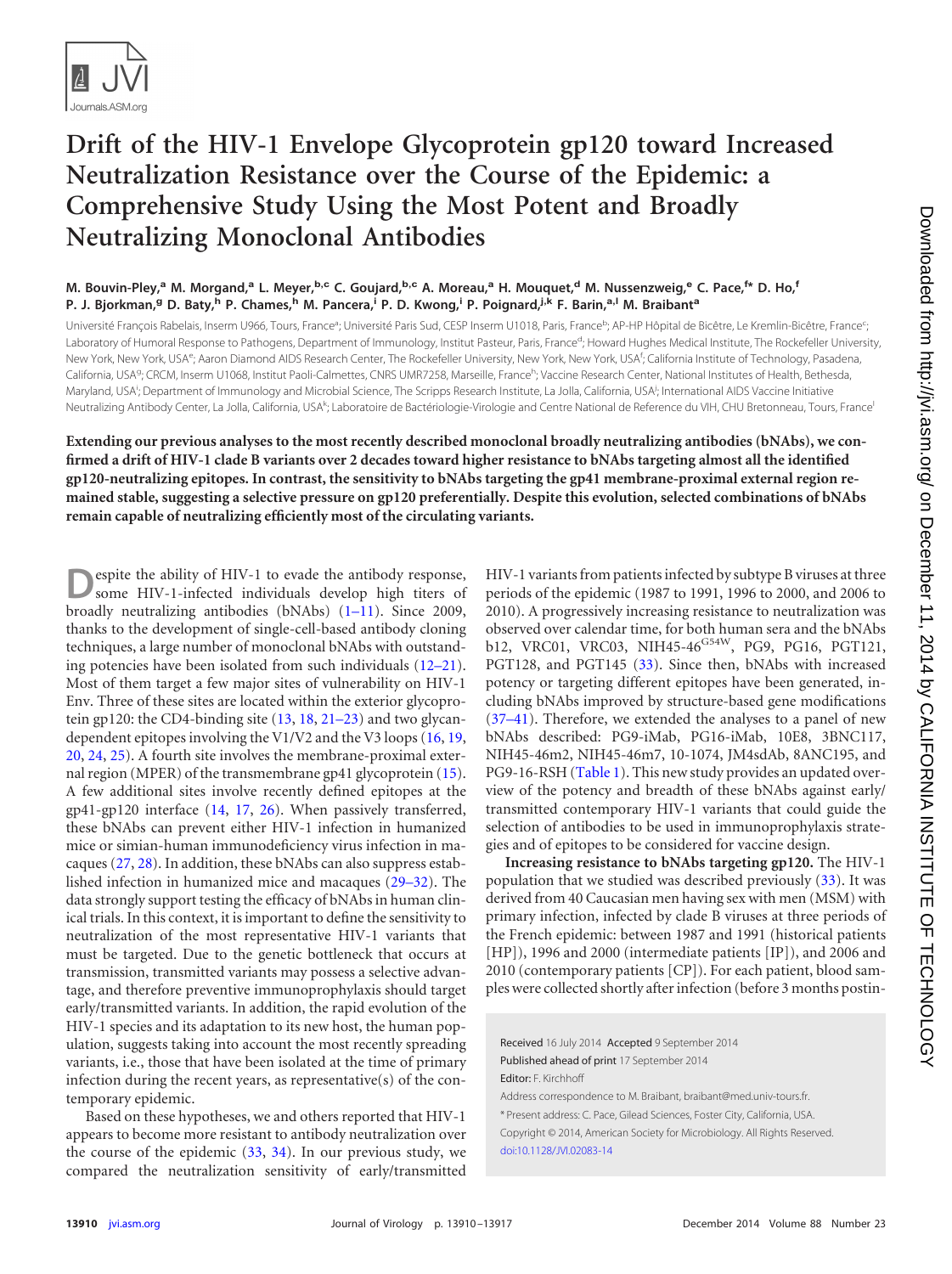# Drift of the HIV-1 Envelope Glycoprotein gp120 toward Increased Neutralization Resistance over the Course of the Epidemic: a Comprehensive Study Using the Most Potent and Broadly Neutralizing Monoclonal Antibodies

**M. Bouvin-Pley,[a] M. Morgand,[a] L. Meyer,[b,c] C. Goujard,[b,c] A. Moreau,[a] H. Mouquet,[d] M. Nussenzweig,[e] C. Pace,[f*] D. Ho,[f] P. J. Bjorkman,[g] D. Baty,[h] P. Chames,[h] M. Pancera,[i] P. D. Kwong,[i] P. Poignard,[j,k] F. Barin,[a,l] M. Braibant[a]**

Université François Rabelais, Inserm U966, Tours, France[a]; Université Paris Sud, CESP Inserm U1018, Paris, France[b]; AP-HP Hôpital de Bicêtre, Le Kremlin-Bicêtre, France[c]; Laboratory of Humoral Response to Pathogens, Department of Immunology, Institut Pasteur, Paris, France[d]; Howard Hughes Medical Institute, The Rockefeller University, New York, New York, USA[e]; Aaron Diamond AIDS Research Center, The Rockefeller University, New York, New York, USA[f]; California Institute of Technology, Pasadena, California, USA[g]; CRCM, Inserm U1068, Institut Paoli-Calmettes, CNRS UMR7258, Marseille, France[h]; Vaccine Research Center, National Institutes of Health, Bethesda, Maryland, USA[i]; Department of Immunology and Microbial Science, The Scripps Research Institute, La Jolla, California, USA[j]; International AIDS Vaccine Initiative Neutralizing Antibody Center, La Jolla, California, USA[k]; Laboratoire de Bactériologie-Virologie and Centre National de Reference du VIH, CHU Bretonneau, Tours, France[l]

**Extending our previous analyses to the most recently described monoclonal broadly neutralizing antibodies (bNAbs), we confirmed a drift of HIV-1 clade B variants over 2 decades toward higher resistance to bNAbs targeting almost all the identified gp120-neutralizing epitopes. In contrast, the sensitivity to bNAbs targeting the gp41 membrane-proximal external region remained stable, suggesting a selective pressure on gp120 preferentially. Despite this evolution, selected combinations of bNAbs remain capable of neutralizing efficiently most of the circulating variants.**

Despite the ability of HIV-1 to evade the antibody response, some HIV-1-infected individuals develop high titers of broadly neutralizing antibodies (bNAbs) (1–11). Since 2009, thanks to the development of single-cell-based antibody cloning techniques, a large number of monoclonal bNAbs with outstanding potencies have been isolated from such individuals (12–21). Most of them target a few major sites of vulnerability on HIV-1 Env. Three of these sites are located within the exterior glycoprotein gp120: the CD4-binding site (13, 18, 21–23) and two glycan-dependent epitopes involving the V1/V2 and the V3 loops (16, 19, 20, 24, 25). A fourth site involves the membrane-proximal external region (MPER) of the transmembrane gp41 glycoprotein (15). A few additional sites involve recently defined epitopes at the gp41-gp120 interface (14, 17, 26). When passively transferred, these bNAbs can prevent either HIV-1 infection in humanized mice or simian-human immunodeficiency virus infection in macaques (27, 28). In addition, these bNAbs can also suppress established infection in humanized mice and macaques (29–32). The data strongly support testing the efficacy of bNAbs in human clinical trials. In this context, it is important to define the sensitivity to neutralization of the most representative HIV-1 variants that must be targeted. Due to the genetic bottleneck that occurs at transmission, transmitted variants may possess a selective advantage, and therefore preventive immunoprophylaxis should target early/transmitted variants. In addition, the rapid evolution of the HIV-1 species and its adaptation to its new host, the human population, suggests taking into account the most recently spreading variants, i.e., those that have been isolated at the time of primary infection during the recent years, as representative(s) of the contemporary epidemic.

Based on these hypotheses, we and others reported that HIV-1 appears to become more resistant to antibody neutralization over the course of the epidemic (33, 34). In our previous study, we compared the neutralization sensitivity of early/transmitted HIV-1 variants from patients infected by subtype B viruses at three periods of the epidemic (1987 to 1991, 1996 to 2000, and 2006 to 2010). A progressively increasing resistance to neutralization was observed over calendar time, for both human sera and the bNAbs b12, VRC01, VRC03, NIH45-46$^{G54W}$, PG9, PG16, PGT121, PGT128, and PGT145 (33). Since then, bNAbs with increased potency or targeting different epitopes have been generated, including bNAbs improved by structure-based gene modifications (37–41). Therefore, we extended the analyses to a panel of new bNAbs described: PG9-iMab, PG16-iMab, 10E8, 3BNC117, NIH45-46m2, NIH45-46m7, 10-1074, JM4sdAb, 8ANC195, and PG9-16-RSH (Table 1). This new study provides an updated overview of the potency and breadth of these bNAbs against early/transmitted contemporary HIV-1 variants that could guide the selection of antibodies to be used in immunoprophylaxis strategies and of epitopes to be considered for vaccine design.

**Increasing resistance to bNAbs targeting gp120.** The HIV-1 population that we studied was described previously (33). It was derived from 40 Caucasian men having sex with men (MSM) with primary infection, infected by clade B viruses at three periods of the French epidemic: between 1987 and 1991 (historical patients [HP]), 1996 and 2000 (intermediate patients [IP]), and 2006 and 2010 (contemporary patients [CP]). For each patient, blood samples were collected shortly after infection (before 3 months postin-

Received 16 July 2014 Accepted 9 September 2014

Published ahead of print 17 September 2014

Editor: F. Kirchhoff

Address correspondence to M. Braibant, braibant@med.univ-tours.fr.

\* Present address: C. Pace, Gilead Sciences, Foster City, California, USA.

Copyright © 2014, American Society for Microbiology. All Rights Reserved.

doi:10.1128/JVI.02083-14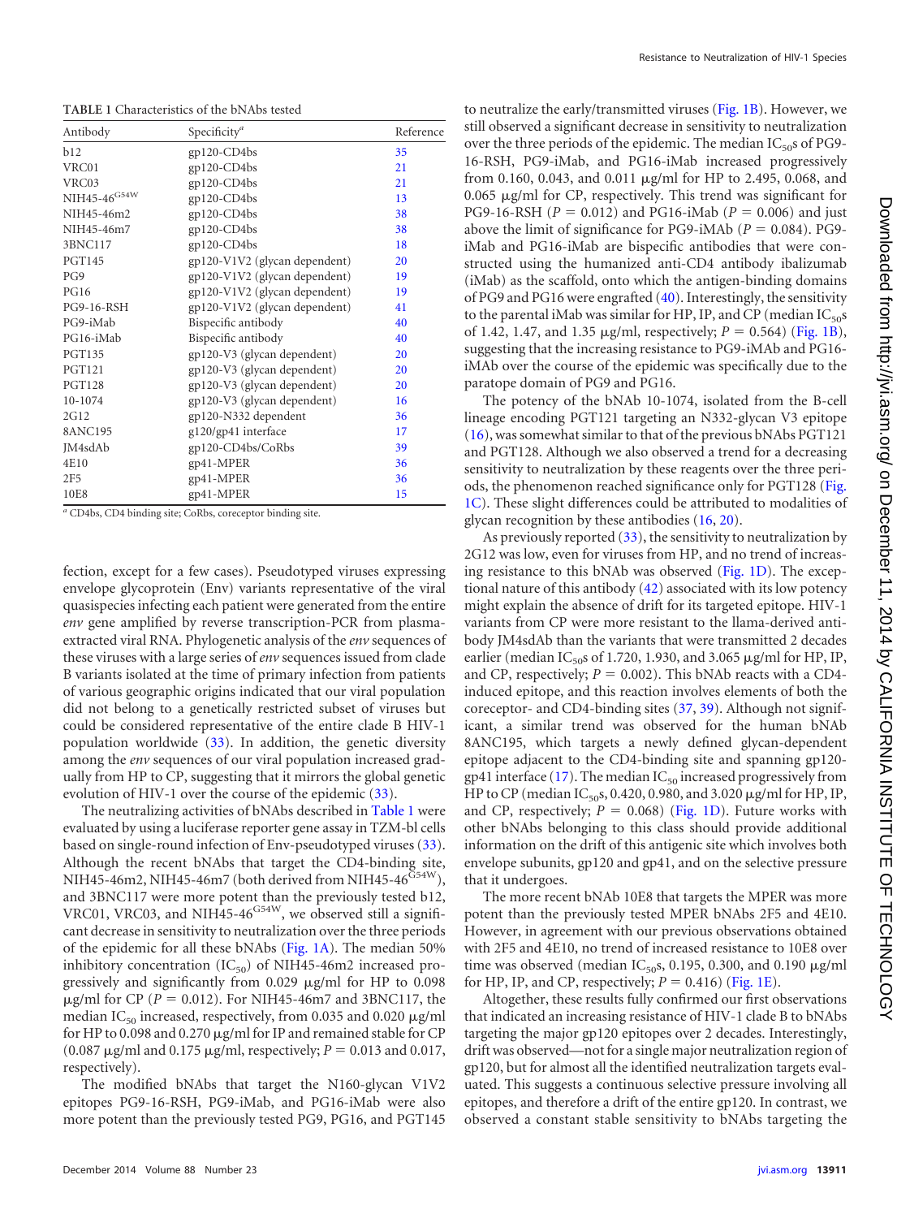**TABLE 1** Characteristics of the bNAbs tested

| Antibody | Specificity[a] | Reference |
|---|---|---|
| b12 | gp120-CD4bs | 35 |
| VRC01 | gp120-CD4bs | 21 |
| VRC03 | gp120-CD4bs | 21 |
| NIH45-46$^{G54W}$ | gp120-CD4bs | 13 |
| NIH45-46m2 | gp120-CD4bs | 38 |
| NIH45-46m7 | gp120-CD4bs | 38 |
| 3BNC117 | gp120-CD4bs | 18 |
| PGT145 | gp120-V1V2 (glycan dependent) | 20 |
| PG9 | gp120-V1V2 (glycan dependent) | 19 |
| PG16 | gp120-V1V2 (glycan dependent) | 19 |
| PG9-16-RSH | gp120-V1V2 (glycan dependent) | 41 |
| PG9-iMab | Bispecific antibody | 40 |
| PG16-iMab | Bispecific antibody | 40 |
| PGT135 | gp120-V3 (glycan dependent) | 20 |
| PGT121 | gp120-V3 (glycan dependent) | 20 |
| PGT128 | gp120-V3 (glycan dependent) | 20 |
| 10-1074 | gp120-V3 (glycan dependent) | 16 |
| 2G12 | gp120-N332 dependent | 36 |
| 8ANC195 | g120/gp41 interface | 17 |
| JM4sdAb | gp120-CD4bs/CoRbs | 39 |
| 4E10 | gp41-MPER | 36 |
| 2F5 | gp41-MPER | 36 |
| 10E8 | gp41-MPER | 15 |

[a] CD4bs, CD4 binding site; CoRbs, coreceptor binding site.

fection, except for a few cases). Pseudotyped viruses expressing envelope glycoprotein (Env) variants representative of the viral quasispecies infecting each patient were generated from the entire *env* gene amplified by reverse transcription-PCR from plasma-extracted viral RNA. Phylogenetic analysis of the *env* sequences of these viruses with a large series of *env* sequences issued from clade B variants isolated at the time of primary infection from patients of various geographic origins indicated that our viral population did not belong to a genetically restricted subset of viruses but could be considered representative of the entire clade B HIV-1 population worldwide (33). In addition, the genetic diversity among the *env* sequences of our viral population increased gradually from HP to CP, suggesting that it mirrors the global genetic evolution of HIV-1 over the course of the epidemic (33).

The neutralizing activities of bNAbs described in Table 1 were evaluated by using a luciferase reporter gene assay in TZM-bl cells based on single-round infection of Env-pseudotyped viruses (33). Although the recent bNAbs that target the CD4-binding site, NIH45-46m2, NIH45-46m7 (both derived from NIH45-46$^{G54W}$), and 3BNC117 were more potent than the previously tested b12, VRC01, VRC03, and NIH45-46$^{G54W}$, we observed still a significant decrease in sensitivity to neutralization over the three periods of the epidemic for all these bNAbs (Fig. 1A). The median 50% inhibitory concentration ($IC_{50}$) of NIH45-46m2 increased progressively and significantly from 0.029 μg/ml for HP to 0.098 μg/ml for CP ($P = 0.012$). For NIH45-46m7 and 3BNC117, the median $IC_{50}$ increased, respectively, from 0.035 and 0.020 μg/ml for HP to 0.098 and 0.270 μg/ml for IP and remained stable for CP (0.087 μg/ml and 0.175 μg/ml, respectively; $P = 0.013$ and 0.017, respectively).

The modified bNAbs that target the N160-glycan V1V2 epitopes PG9-16-RSH, PG9-iMab, and PG16-iMab were also more potent than the previously tested PG9, PG16, and PGT145 to neutralize the early/transmitted viruses (Fig. 1B). However, we still observed a significant decrease in sensitivity to neutralization over the three periods of the epidemic. The median $IC_{50}$s of PG9-16-RSH, PG9-iMab, and PG16-iMab increased progressively from 0.160, 0.043, and 0.011 μg/ml for HP to 2.495, 0.068, and 0.065 μg/ml for CP, respectively. This trend was significant for PG9-16-RSH ($P = 0.012$) and PG16-iMab ($P = 0.006$) and just above the limit of significance for PG9-iMAb ($P = 0.084$). PG9-iMab and PG16-iMab are bispecific antibodies that were constructed using the humanized anti-CD4 antibody ibalizumab (iMab) as the scaffold, onto which the antigen-binding domains of PG9 and PG16 were engrafted (40). Interestingly, the sensitivity to the parental iMab was similar for HP, IP, and CP (median $IC_{50}$s of 1.42, 1.47, and 1.35 μg/ml, respectively; $P = 0.564$) (Fig. 1B), suggesting that the increasing resistance to PG9-iMAb and PG16-iMAb over the course of the epidemic was specifically due to the paratope domain of PG9 and PG16.

The potency of the bNAb 10-1074, isolated from the B-cell lineage encoding PGT121 targeting an N332-glycan V3 epitope (16), was somewhat similar to that of the previous bNAbs PGT121 and PGT128. Although we also observed a trend for a decreasing sensitivity to neutralization by these reagents over the three periods, the phenomenon reached significance only for PGT128 (Fig. 1C). These slight differences could be attributed to modalities of glycan recognition by these antibodies (16, 20).

As previously reported (33), the sensitivity to neutralization by 2G12 was low, even for viruses from HP, and no trend of increasing resistance to this bNAb was observed (Fig. 1D). The exceptional nature of this antibody (42) associated with its low potency might explain the absence of drift for its targeted epitope. HIV-1 variants from CP were more resistant to the llama-derived antibody JM4sdAb than the variants that were transmitted 2 decades earlier (median $IC_{50}$s of 1.720, 1.930, and 3.065 μg/ml for HP, IP, and CP, respectively; $P = 0.002$). This bNAb reacts with a CD4-induced epitope, and this reaction involves elements of both the coreceptor- and CD4-binding sites (37, 39). Although not significant, a similar trend was observed for the human bNAb 8ANC195, which targets a newly defined glycan-dependent epitope adjacent to the CD4-binding site and spanning gp120-gp41 interface (17). The median $IC_{50}$ increased progressively from HP to CP (median $IC_{50}$s, 0.420, 0.980, and 3.020 μg/ml for HP, IP, and CP, respectively; $P = 0.068$) (Fig. 1D). Future works with other bNAbs belonging to this class should provide additional information on the drift of this antigenic site which involves both envelope subunits, gp120 and gp41, and on the selective pressure that it undergoes.

The more recent bNAb 10E8 that targets the MPER was more potent than the previously tested MPER bNAbs 2F5 and 4E10. However, in agreement with our previous observations obtained with 2F5 and 4E10, no trend of increased resistance to 10E8 over time was observed (median $IC_{50}$s, 0.195, 0.300, and 0.190 μg/ml for HP, IP, and CP, respectively; $P = 0.416$) (Fig. 1E).

Altogether, these results fully confirmed our first observations that indicated an increasing resistance of HIV-1 clade B to bNAbs targeting the major gp120 epitopes over 2 decades. Interestingly, drift was observed—not for a single major neutralization region of gp120, but for almost all the identified neutralization targets evaluated. This suggests a continuous selective pressure involving all epitopes, and therefore a drift of the entire gp120. In contrast, we observed a constant stable sensitivity to bNAbs targeting the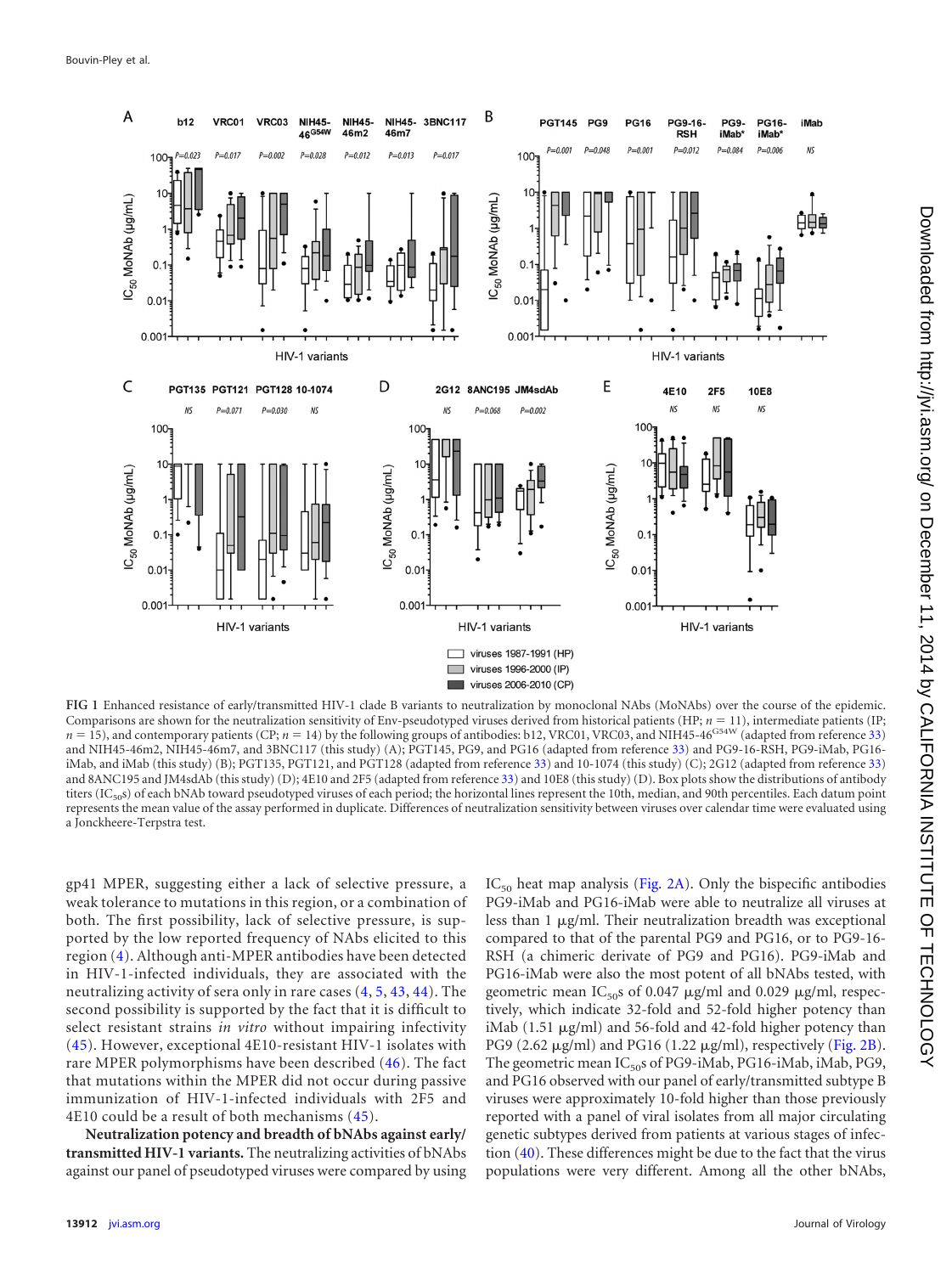FIG 1 Enhanced resistance of early/transmitted HIV-1 clade B variants to neutralization by monoclonal NAbs (MoNAbs) over the course of the epidemic. Comparisons are shown for the neutralization sensitivity of Env-pseudotyped viruses derived from historical patients (HP; $n = 11$), intermediate patients (IP; $n = 15$), and contemporary patients (CP; $n = 14$) by the following groups of antibodies: b12, VRC01, VRC03, and NIH45-46$^{G54W}$ (adapted from reference 33) and NIH45-46m2, NIH45-46m7, and 3BNC117 (this study) (A); PGT145, PG9, and PG16 (adapted from reference 33) and PG9-16-RSH, PG9-iMab, PG16-iMab, and iMab (this study) (B); PGT135, PGT121, and PGT128 (adapted from reference 33) and 10-1074 (this study) (C); 2G12 (adapted from reference 33) and 8ANC195 and JM4sdAb (this study) (D); 4E10 and 2F5 (adapted from reference 33) and 10E8 (this study) (D). Box plots show the distributions of antibody titers ($IC_{50}$s) of each bNAb toward pseudotyped viruses of each period; the horizontal lines represent the 10th, median, and 90th percentiles. Each datum point represents the mean value of the assay performed in duplicate. Differences of neutralization sensitivity between viruses over calendar time were evaluated using a Jonckheere-Terpstra test.

gp41 MPER, suggesting either a lack of selective pressure, a weak tolerance to mutations in this region, or a combination of both. The first possibility, lack of selective pressure, is supported by the low reported frequency of NAbs elicited to this region (4). Although anti-MPER antibodies have been detected in HIV-1-infected individuals, they are associated with the neutralizing activity of sera only in rare cases (4, 5, 43, 44). The second possibility is supported by the fact that it is difficult to select resistant strains *in vitro* without impairing infectivity (45). However, exceptional 4E10-resistant HIV-1 isolates with rare MPER polymorphisms have been described (46). The fact that mutations within the MPER did not occur during passive immunization of HIV-1-infected individuals with 2F5 and 4E10 could be a result of both mechanisms (45).

**Neutralization potency and breadth of bNAbs against early/transmitted HIV-1 variants.** The neutralizing activities of bNAbs against our panel of pseudotyped viruses were compared by using $IC_{50}$ heat map analysis (Fig. 2A). Only the bispecific antibodies PG9-iMab and PG16-iMab were able to neutralize all viruses at less than 1 μg/ml. Their neutralization breadth was exceptional compared to that of the parental PG9 and PG16, or to PG9-16-RSH (a chimeric derivate of PG9 and PG16). PG9-iMab and PG16-iMab were also the most potent of all bNAbs tested, with geometric mean $IC_{50}$s of 0.047 μg/ml and 0.029 μg/ml, respectively, which indicate 32-fold and 52-fold higher potency than iMab (1.51 μg/ml) and 56-fold and 42-fold higher potency than PG9 (2.62 μg/ml) and PG16 (1.22 μg/ml), respectively (Fig. 2B). The geometric mean $IC_{50}$s of PG9-iMab, PG16-iMab, iMab, PG9, and PG16 observed with our panel of early/transmitted subtype B viruses were approximately 10-fold higher than those previously reported with a panel of viral isolates from all major circulating genetic subtypes derived from patients at various stages of infection (40). These differences might be due to the fact that the virus populations were very different. Among all the other bNAbs,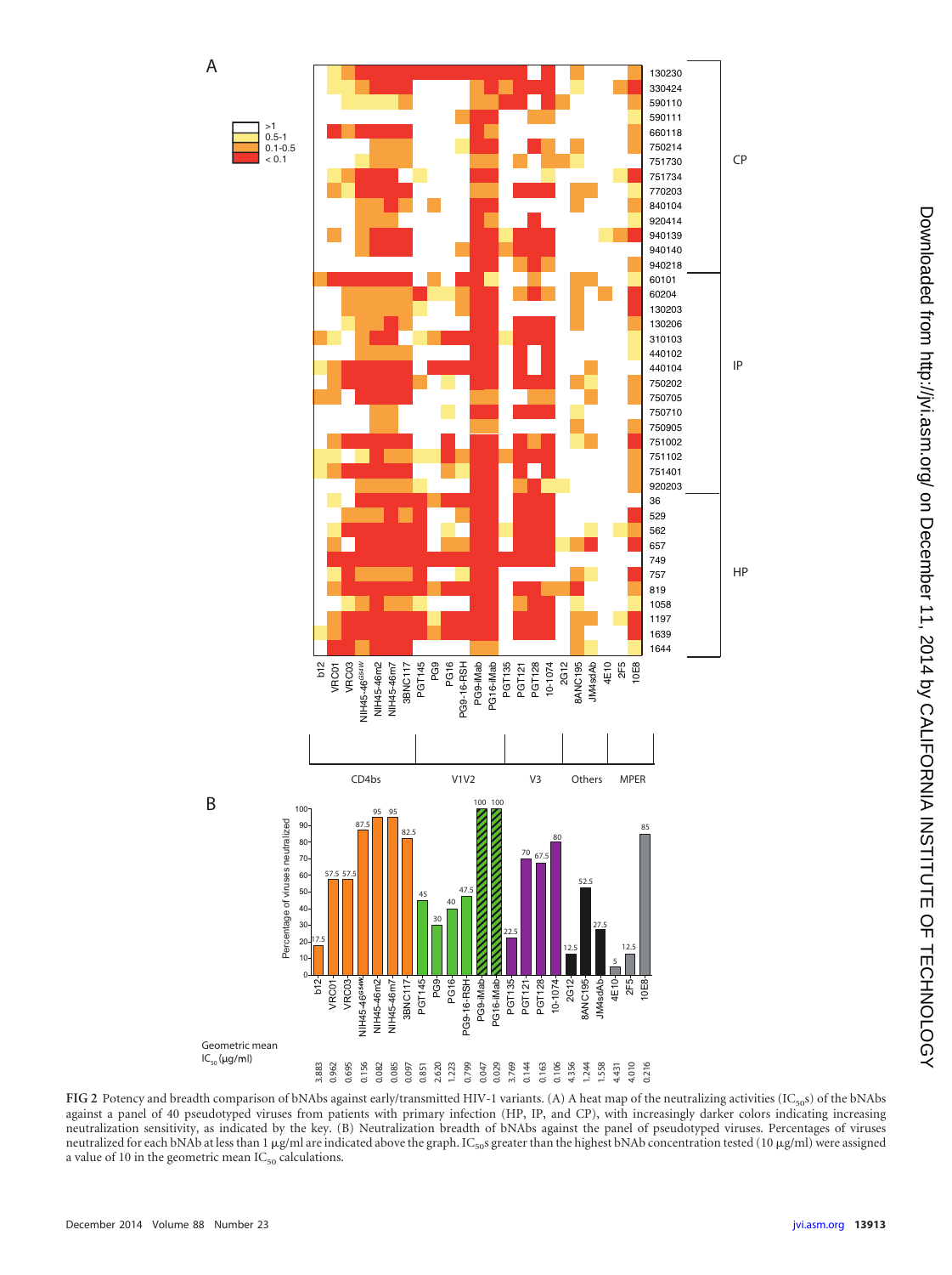**FIG 2** Potency and breadth comparison of bNAbs against early/transmitted HIV-1 variants. (A) A heat map of the neutralizing activities ($IC_{50}$s) of the bNAbs against a panel of 40 pseudotyped viruses from patients with primary infection (HP, IP, and CP), with increasingly darker colors indicating increasing neutralization sensitivity, as indicated by the key. (B) Neutralization breadth of bNAbs against the panel of pseudotyped viruses. Percentages of viruses neutralized for each bNAb at less than 1 μg/ml are indicated above the graph. $IC_{50}$s greater than the highest bNAb concentration tested (10 μg/ml) were assigned a value of 10 in the geometric mean $IC_{50}$ calculations.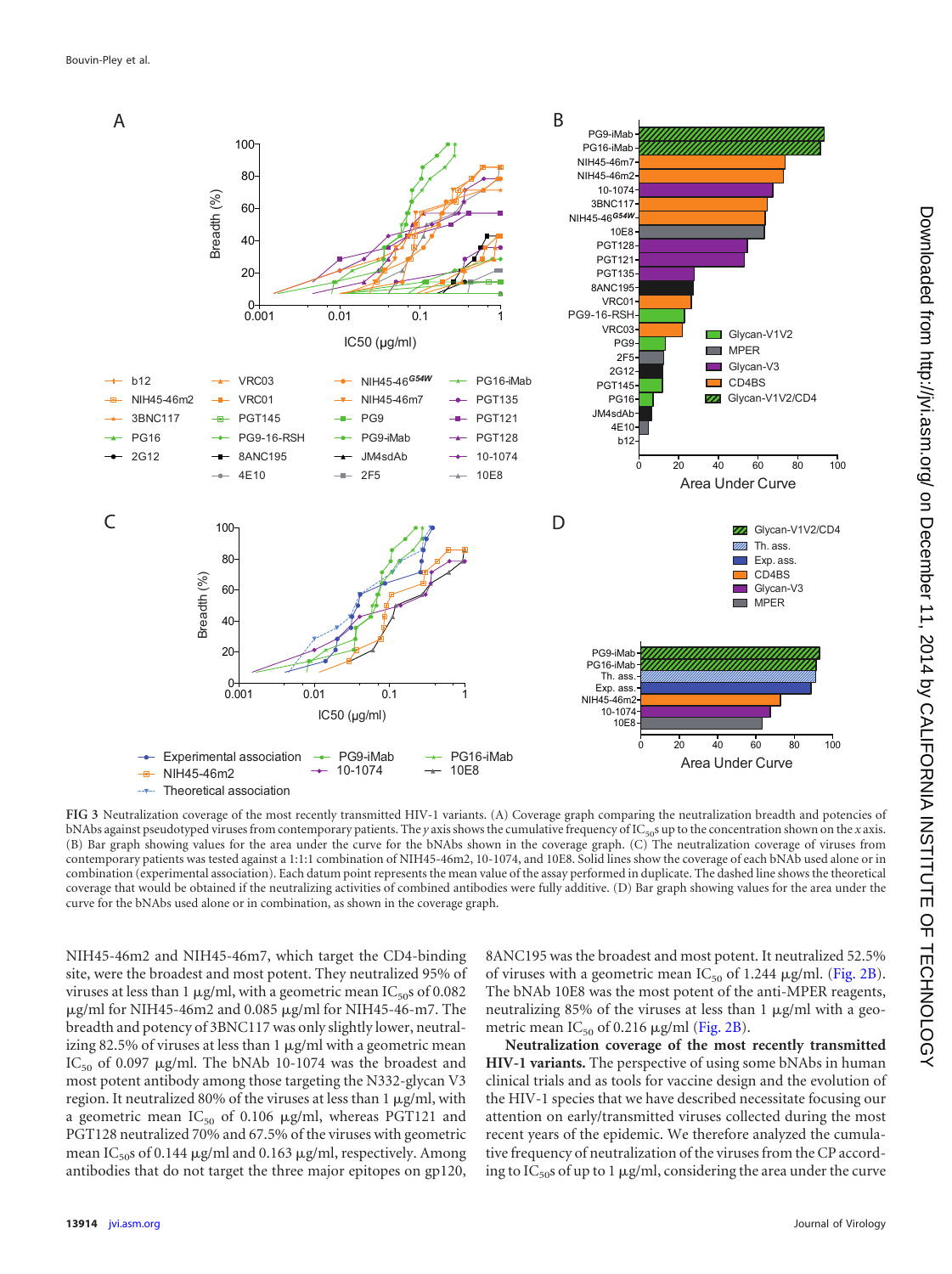**FIG 3** Neutralization coverage of the most recently transmitted HIV-1 variants. (A) Coverage graph comparing the neutralization breadth and potencies of bNAbs against pseudotyped viruses from contemporary patients. The y axis shows the cumulative frequency of $IC_{50}$s up to the concentration shown on the x axis. (B) Bar graph showing values for the area under the curve for the bNAbs shown in the coverage graph. (C) The neutralization coverage of viruses from contemporary patients was tested against a 1:1:1 combination of NIH45-46m2, 10-1074, and 10E8. Solid lines show the coverage of each bNAb used alone or in combination (experimental association). Each datum point represents the mean value of the assay performed in duplicate. The dashed line shows the theoretical coverage that would be obtained if the neutralizing activities of combined antibodies were fully additive. (D) Bar graph showing values for the area under the curve for the bNAbs used alone or in combination, as shown in the coverage graph.

NIH45-46m2 and NIH45-46m7, which target the CD4-binding site, were the broadest and most potent. They neutralized 95% of viruses at less than 1 μg/ml, with a geometric mean $IC_{50}$s of 0.082 μg/ml for NIH45-46m2 and 0.085 μg/ml for NIH45-46-m7. The breadth and potency of 3BNC117 was only slightly lower, neutralizing 82.5% of viruses at less than 1 μg/ml with a geometric mean $IC_{50}$ of 0.097 μg/ml. The bNAb 10-1074 was the broadest and most potent antibody among those targeting the N332-glycan V3 region. It neutralized 80% of the viruses at less than 1 μg/ml, with a geometric mean $IC_{50}$ of 0.106 μg/ml, whereas PGT121 and PGT128 neutralized 70% and 67.5% of the viruses with geometric mean $IC_{50}$s of 0.144 μg/ml and 0.163 μg/ml, respectively. Among antibodies that do not target the three major epitopes on gp120, 8ANC195 was the broadest and most potent. It neutralized 52.5% of viruses with a geometric mean $IC_{50}$ of 1.244 μg/ml (Fig. 2B). The bNAb 10E8 was the most potent of the anti-MPER reagents, neutralizing 85% of the viruses at less than 1 μg/ml with a geometric mean $IC_{50}$ of 0.216 μg/ml (Fig. 2B).

**Neutralization coverage of the most recently transmitted HIV-1 variants.** The perspective of using some bNAbs in human clinical trials and as tools for vaccine design and the evolution of the HIV-1 species that we have described necessitate focusing our attention on early/transmitted viruses collected during the most recent years of the epidemic. We therefore analyzed the cumulative frequency of neutralization of the viruses from the CP according to $IC_{50}$s of up to 1 μg/ml, considering the area under the curve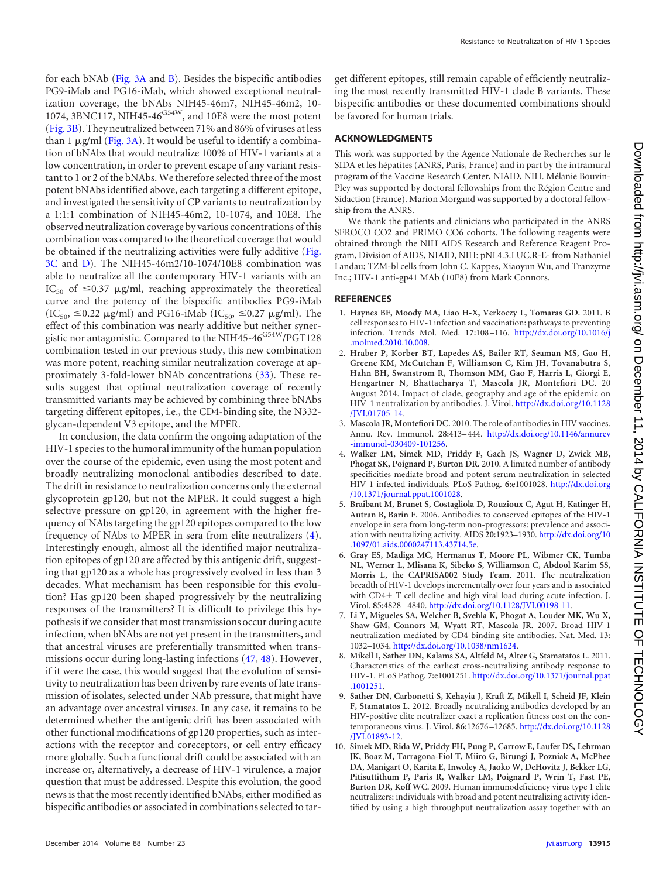for each bNAb (Fig. 3A and B). Besides the bispecific antibodies PG9-iMab and PG16-iMab, which showed exceptional neutralization coverage, the bNAbs NIH45-46m7, NIH45-46m2, 10-1074, 3BNC117, NIH45-46$^{G54W}$, and 10E8 were the most potent (Fig. 3B). They neutralized between 71% and 86% of viruses at less than 1 μg/ml (Fig. 3A). It would be useful to identify a combination of bNAbs that would neutralize 100% of HIV-1 variants at a low concentration, in order to prevent escape of any variant resistant to 1 or 2 of the bNAbs. We therefore selected three of the most potent bNAbs identified above, each targeting a different epitope, and investigated the sensitivity of CP variants to neutralization by a 1:1:1 combination of NIH45-46m2, 10-1074, and 10E8. The observed neutralization coverage by various concentrations of this combination was compared to the theoretical coverage that would be obtained if the neutralizing activities were fully additive (Fig. 3C and D). The NIH45-46m2/10-1074/10E8 combination was able to neutralize all the contemporary HIV-1 variants with an $IC_{50}$ of ≤0.37 μg/ml, reaching approximately the theoretical curve and the potency of the bispecific antibodies PG9-iMab ($IC_{50}$, ≤0.22 μg/ml) and PG16-iMab ($IC_{50}$, ≤0.27 μg/ml). The effect of this combination was nearly additive but neither synergistic nor antagonistic. Compared to the NIH45-46$^{G54W}$/PGT128 combination tested in our previous study, this new combination was more potent, reaching similar neutralization coverage at approximately 3-fold-lower bNAb concentrations (33). These results suggest that optimal neutralization coverage of recently transmitted variants may be achieved by combining three bNAbs targeting different epitopes, i.e., the CD4-binding site, the N332-glycan-dependent V3 epitope, and the MPER.

In conclusion, the data confirm the ongoing adaptation of the HIV-1 species to the humoral immunity of the human population over the course of the epidemic, even using the most potent and broadly neutralizing monoclonal antibodies described to date. The drift in resistance to neutralization concerns only the external glycoprotein gp120, but not the MPER. It could suggest a high selective pressure on gp120, in agreement with the higher frequency of NAbs targeting the gp120 epitopes compared to the low frequency of NAbs to MPER in sera from elite neutralizers (4). Interestingly enough, almost all the identified major neutralization epitopes of gp120 are affected by this antigenic drift, suggesting that gp120 as a whole has progressively evolved in less than 3 decades. What mechanism has been responsible for this evolution? Has gp120 been shaped progressively by the neutralizing responses of the transmitters? It is difficult to privilege this hypothesis if we consider that most transmissions occur during acute infection, when bNAbs are not yet present in the transmitters, and that ancestral viruses are preferentially transmitted when transmissions occur during long-lasting infections (47, 48). However, if it were the case, this would suggest that the evolution of sensitivity to neutralization has been driven by rare events of late transmission of isolates, selected under NAb pressure, that might have an advantage over ancestral viruses. In any case, it remains to be determined whether the antigenic drift has been associated with other functional modifications of gp120 properties, such as interactions with the receptor and coreceptors, or cell entry efficacy more globally. Such a functional drift could be associated with an increase or, alternatively, a decrease of HIV-1 virulence, a major question that must be addressed. Despite this evolution, the good news is that the most recently identified bNAbs, either modified as bispecific antibodies or associated in combinations selected to target different epitopes, still remain capable of efficiently neutralizing the most recently transmitted HIV-1 clade B variants. These bispecific antibodies or these documented combinations should be favored for human trials.

## ACKNOWLEDGMENTS

This work was supported by the Agence Nationale de Recherches sur le SIDA et les hépatites (ANRS, Paris, France) and in part by the intramural program of the Vaccine Research Center, NIAID, NIH. Mélanie Bouvin-Pley was supported by doctoral fellowships from the Région Centre and Sidaction (France). Marion Morgand was supported by a doctoral fellowship from the ANRS.

We thank the patients and clinicians who participated in the ANRS SEROCO CO2 and PRIMO CO6 cohorts. The following reagents were obtained through the NIH AIDS Research and Reference Reagent Program, Division of AIDS, NIAID, NIH: pNL4.3.LUC.R-E- from Nathaniel Landau; TZM-bl cells from John C. Kappes, Xiaoyun Wu, and Tranzyme Inc.; HIV-1 anti-gp41 MAb (10E8) from Mark Connors.

## REFERENCES

1. **Haynes BF, Moody MA, Liao H-X, Verkoczy L, Tomaras GD.** 2011. B cell responses to HIV-1 infection and vaccination: pathways to preventing infection. Trends Mol. Med. **17:**108–116. http://dx.doi.org/10.1016/j.molmed.2010.10.008.
2. **Hraber P, Korber BT, Lapedes AS, Bailer RT, Seaman MS, Gao H, Greene KM, McCutchan F, Williamson C, Kim JH, Tovanabutra S, Hahn BH, Swanstrom R, Thomson MM, Gao F, Harris L, Giorgi E, Hengartner N, Bhattacharya T, Mascola JR, Montefiori DC.** 20 August 2014. Impact of clade, geography and age of the epidemic on HIV-1 neutralization by antibodies. J. Virol. http://dx.doi.org/10.1128/JVI.01705-14.
3. **Mascola JR, Montefiori DC.** 2010. The role of antibodies in HIV vaccines. Annu. Rev. Immunol. **28:**413–444. http://dx.doi.org/10.1146/annurev-immunol-030409-101256.
4. **Walker LM, Simek MD, Priddy F, Gach JS, Wagner D, Zwick MB, Phogat SK, Poignard P, Burton DR.** 2010. A limited number of antibody specificities mediate broad and potent serum neutralization in selected HIV-1 infected individuals. PLoS Pathog. **6:**e1001028. http://dx.doi.org/10.1371/journal.ppat.1001028.
5. **Braibant M, Brunet S, Costagliola D, Rouzioux C, Agut H, Katinger H, Autran B, Barin F.** 2006. Antibodies to conserved epitopes of the HIV-1 envelope in sera from long-term non-progressors: prevalence and association with neutralizing activity. AIDS **20:**1923–1930. http://dx.doi.org/10.1097/01.aids.0000247113.43714.5e.
6. **Gray ES, Madiga MC, Hermanus T, Moore PL, Wibmer CK, Tumba NL, Werner L, Mlisana K, Sibeko S, Williamson C, Abdool Karim SS, Morris L, the CAPRISA002 Study Team.** 2011. The neutralization breadth of HIV-1 develops incrementally over four years and is associated with CD4+ T cell decline and high viral load during acute infection. J. Virol. **85:**4828–4840. http://dx.doi.org/10.1128/JVI.00198-11.
7. **Li Y, Migueles SA, Welcher B, Svehla K, Phogat A, Louder MK, Wu X, Shaw GM, Connors M, Wyatt RT, Mascola JR.** 2007. Broad HIV-1 neutralization mediated by CD4-binding site antibodies. Nat. Med. **13:**1032–1034. http://dx.doi.org/10.1038/nm1624.
8. **Mikell I, Sather DN, Kalams SA, Altfeld M, Alter G, Stamatatos L.** 2011. Characteristics of the earliest cross-neutralizing antibody response to HIV-1. PLoS Pathog. **7:**e1001251. http://dx.doi.org/10.1371/journal.ppat.1001251.
9. **Sather DN, Carbonetti S, Kehayia J, Kraft Z, Mikell I, Scheid JF, Klein F, Stamatatos L.** 2012. Broadly neutralizing antibodies developed by an HIV-positive elite neutralizer exact a replication fitness cost on the contemporaneous virus. J. Virol. **86:**12676–12685. http://dx.doi.org/10.1128/JVI.01893-12.
10. **Simek MD, Rida W, Priddy FH, Pung P, Carrow E, Laufer DS, Lehrman JK, Boaz M, Tarragona-Fiol T, Miiro G, Birungi J, Pozniak A, McPhee DA, Manigart O, Karita E, Inwoley A, Jaoko W, DeHovitz J, Bekker LG, Pitisuttithum P, Paris R, Walker LM, Poignard P, Wrin T, Fast PE, Burton DR, Koff WC.** 2009. Human immunodeficiency virus type 1 elite neutralizers: individuals with broad and potent neutralizing activity identified by using a high-throughput neutralization assay together with an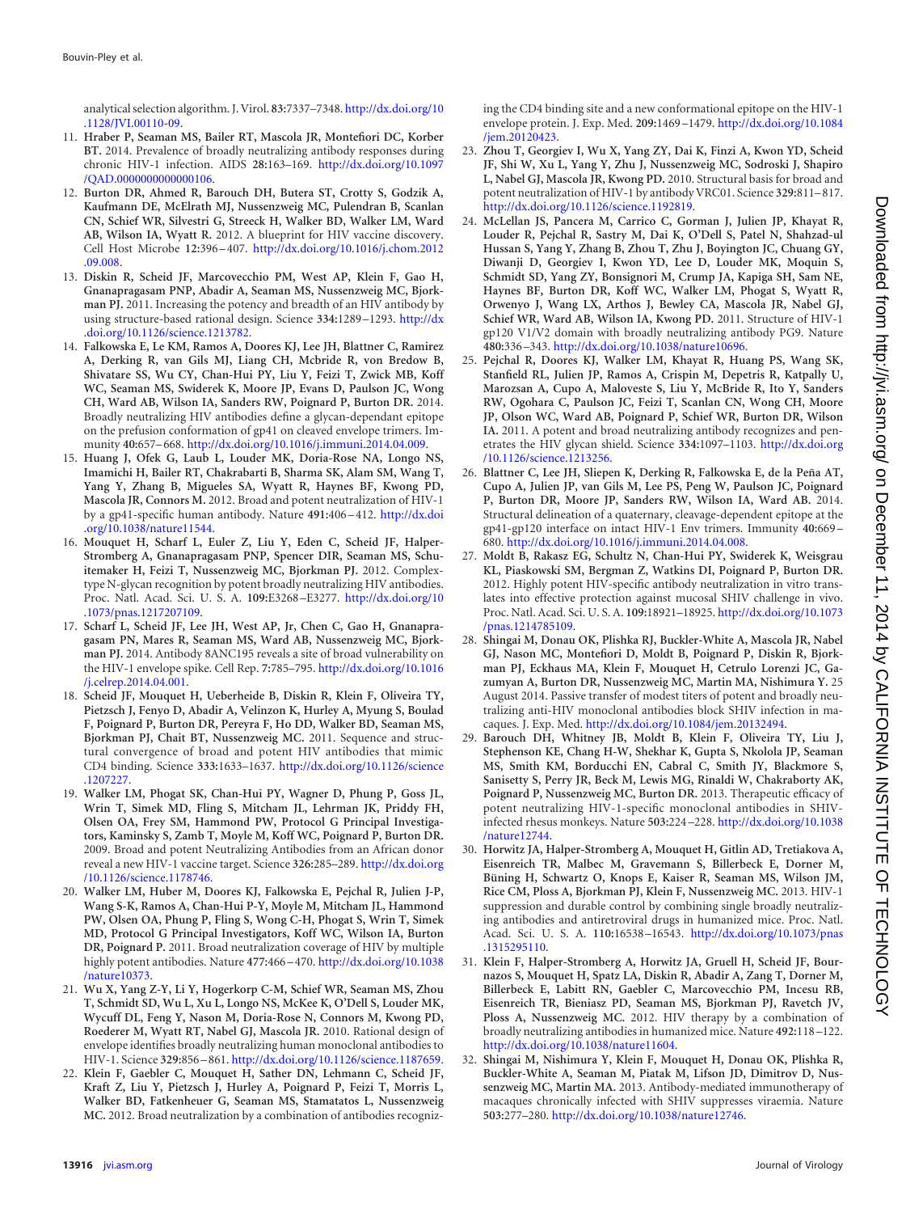analytical selection algorithm. J. Virol. 83:7337–7348. http://dx.doi.org/10.1128/JVI.00110-09.

11. **Hraber P, Seaman MS, Bailer RT, Mascola JR, Montefiori DC, Korber BT.** 2014. Prevalence of broadly neutralizing antibody responses during chronic HIV-1 infection. AIDS 28:163–169. http://dx.doi.org/10.1097/QAD.0000000000000106.
12. **Burton DR, Ahmed R, Barouch DH, Butera ST, Crotty S, Godzik A, Kaufmann DE, McElrath MJ, Nussenzweig MC, Pulendran B, Scanlan CN, Schief WR, Silvestri G, Streeck H, Walker BD, Walker LM, Ward AB, Wilson IA, Wyatt R.** 2012. A blueprint for HIV vaccine discovery. Cell Host Microbe 12:396–407. http://dx.doi.org/10.1016/j.chom.2012.09.008.
13. **Diskin R, Scheid JF, Marcovecchio PM, West AP, Klein F, Gao H, Gnanapragasam PNP, Abadir A, Seaman MS, Nussenzweig MC, Bjorkman PJ.** 2011. Increasing the potency and breadth of an HIV antibody by using structure-based rational design. Science 334:1289–1293. http://dx.doi.org/10.1126/science.1213782.
14. **Falkowska E, Le KM, Ramos A, Doores KJ, Lee JH, Blattner C, Ramirez A, Derking R, van Gils MJ, Liang CH, Mcbride R, von Bredow B, Shivatare SS, Wu CY, Chan-Hui PY, Liu Y, Feizi T, Zwick MB, Koff WC, Seaman MS, Swiderek K, Moore JP, Evans D, Paulson JC, Wong CH, Ward AB, Wilson IA, Sanders RW, Poignard P, Burton DR.** 2014. Broadly neutralizing HIV antibodies define a glycan-dependant epitope on the prefusion conformation of gp41 on cleaved envelope trimers. Immunity 40:657–668. http://dx.doi.org/10.1016/j.immuni.2014.04.009.
15. **Huang J, Ofek G, Laub L, Louder MK, Doria-Rose NA, Longo NS, Imamichi H, Bailer RT, Chakrabarti B, Sharma SK, Alam SM, Wang T, Yang Y, Zhang B, Migueles SA, Wyatt R, Haynes BF, Kwong PD, Mascola JR, Connors M.** 2012. Broad and potent neutralization of HIV-1 by a gp41-specific human antibody. Nature 491:406–412. http://dx.doi.org/10.1038/nature11544.
16. **Mouquet H, Scharf L, Euler Z, Liu Y, Eden C, Scheid JF, Halper-Stromberg A, Gnanapragasam PNP, Spencer DIR, Seaman MS, Schuitemaker H, Feizi T, Nussenzweig MC, Bjorkman PJ.** 2012. Complex-type N-glycan recognition by potent broadly neutralizing HIV antibodies. Proc. Natl. Acad. Sci. U. S. A. 109:E3268–E3277. http://dx.doi.org/10.1073/pnas.1217207109.
17. **Scharf L, Scheid JF, Lee JH, West AP, Jr, Chen C, Gao H, Gnanapragasam PN, Mares R, Seaman MS, Ward AB, Nussenzweig MC, Bjorkman PJ.** 2014. Antibody 8ANC195 reveals a site of broad vulnerability on the HIV-1 envelope spike. Cell Rep. 7:785–795. http://dx.doi.org/10.1016/j.celrep.2014.04.001.
18. **Scheid JF, Mouquet H, Ueberheide B, Diskin R, Klein F, Oliveira TY, Pietzsch J, Fenyo D, Abadir A, Velinzon K, Hurley A, Myung S, Boulad F, Poignard P, Burton DR, Pereyra F, Ho DD, Walker BD, Seaman MS, Bjorkman PJ, Chait BT, Nussenzweig MC.** 2011. Sequence and structural convergence of broad and potent HIV antibodies that mimic CD4 binding. Science 333:1633–1637. http://dx.doi.org/10.1126/science.1207227.
19. **Walker LM, Phogat SK, Chan-Hui PY, Wagner D, Phung P, Goss JL, Wrin T, Simek MD, Fling S, Mitcham JL, Lehrman JK, Priddy FH, Olsen OA, Frey SM, Hammond PW, Protocol G Principal Investigators, Kaminsky S, Zamb T, Moyle M, Koff WC, Poignard P, Burton DR.** 2009. Broad and potent Neutralizing Antibodies from an African donor reveal a new HIV-1 vaccine target. Science 326:285–289. http://dx.doi.org/10.1126/science.1178746.
20. **Walker LM, Huber M, Doores KJ, Falkowska E, Pejchal R, Julien J-P, Wang S-K, Ramos A, Chan-Hui P-Y, Moyle M, Mitcham JL, Hammond PW, Olsen OA, Phung P, Fling S, Wong C-H, Phogat S, Wrin T, Simek MD, Protocol G Principal Investigators, Koff WC, Wilson IA, Burton DR, Poignard P.** 2011. Broad neutralization coverage of HIV by multiple highly potent antibodies. Nature 477:466–470. http://dx.doi.org/10.1038/nature10373.
21. **Wu X, Yang Z-Y, Li Y, Hogerkorp C-M, Schief WR, Seaman MS, Zhou T, Schmidt SD, Wu L, Xu L, Longo NS, McKee K, O'Dell S, Louder MK, Wycuff DL, Feng Y, Nason M, Doria-Rose N, Connors M, Kwong PD, Roederer M, Wyatt RT, Nabel GJ, Mascola JR.** 2010. Rational design of envelope identifies broadly neutralizing human monoclonal antibodies to HIV-1. Science 329:856–861. http://dx.doi.org/10.1126/science.1187659.
22. **Klein F, Gaebler C, Mouquet H, Sather DN, Lehmann C, Scheid JF, Kraft Z, Liu Y, Pietzsch J, Hurley A, Poignard P, Feizi T, Morris L, Walker BD, Fatkenheuer G, Seaman MS, Stamatatos L, Nussenzweig MC.** 2012. Broad neutralization by a combination of antibodies recognizing the CD4 binding site and a new conformational epitope on the HIV-1 envelope protein. J. Exp. Med. 209:1469–1479. http://dx.doi.org/10.1084/jem.20120423.
23. **Zhou T, Georgiev I, Wu X, Yang ZY, Dai K, Finzi A, Kwon YD, Scheid JF, Shi W, Xu L, Yang Y, Zhu J, Nussenzweig MC, Sodroski J, Shapiro L, Nabel GJ, Mascola JR, Kwong PD.** 2010. Structural basis for broad and potent neutralization of HIV-1 by antibody VRC01. Science 329:811–817. http://dx.doi.org/10.1126/science.1192819.
24. **McLellan JS, Pancera M, Carrico C, Gorman J, Julien JP, Khayat R, Louder R, Pejchal R, Sastry M, Dai K, O'Dell S, Patel N, Shahzad-ul Hussan S, Yang Y, Zhang B, Zhou T, Zhu J, Boyington JC, Chuang GY, Diwanji D, Georgiev I, Kwon YD, Lee D, Louder MK, Moquin S, Schmidt SD, Yang ZY, Bonsignori M, Crump JA, Kapiga SH, Sam NE, Haynes BF, Burton DR, Koff WC, Walker LM, Phogat S, Wyatt R, Orwenyo J, Wang LX, Arthos J, Bewley CA, Mascola JR, Nabel GJ, Schief WR, Ward AB, Wilson IA, Kwong PD.** 2011. Structure of HIV-1 gp120 V1/V2 domain with broadly neutralizing antibody PG9. Nature 480:336–343. http://dx.doi.org/10.1038/nature10696.
25. **Pejchal R, Doores KJ, Walker LM, Khayat R, Huang PS, Wang SK, Stanfield RL, Julien JP, Ramos A, Crispin M, Depetris R, Katpally U, Marozsan A, Cupo A, Maloveste S, Liu Y, McBride R, Ito Y, Sanders RW, Ogohara C, Paulson JC, Feizi T, Scanlan CN, Wong CH, Moore JP, Olson WC, Ward AB, Poignard P, Schief WR, Burton DR, Wilson IA.** 2011. A potent and broad neutralizing antibody recognizes and penetrates the HIV glycan shield. Science 334:1097–1103. http://dx.doi.org/10.1126/science.1213256.
26. **Blattner C, Lee JH, Sliepen K, Derking R, Falkowska E, de la Peña AT, Cupo A, Julien JP, van Gils M, Lee PS, Peng W, Paulson JC, Poignard P, Burton DR, Moore JP, Sanders RW, Wilson IA, Ward AB.** 2014. Structural delineation of a quaternary, cleavage-dependent epitope at the gp41-gp120 interface on intact HIV-1 Env trimers. Immunity 40:669–680. http://dx.doi.org/10.1016/j.immuni.2014.04.008.
27. **Moldt B, Rakasz EG, Schultz N, Chan-Hui PY, Swiderek K, Weisgrau KL, Piaskowski SM, Bergman Z, Watkins DI, Poignard P, Burton DR.** 2012. Highly potent HIV-specific antibody neutralization in vitro translates into effective protection against mucosal SHIV challenge in vivo. Proc. Natl. Acad. Sci. U. S. A. 109:18921–18925. http://dx.doi.org/10.1073/pnas.1214785109.
28. **Shingai M, Donau OK, Plishka RJ, Buckler-White A, Mascola JR, Nabel GJ, Nason MC, Montefiori D, Moldt B, Poignard P, Diskin R, Bjorkman PJ, Eckhaus MA, Klein F, Mouquet H, Cetrulo Lorenzi JC, Gazumyan A, Burton DR, Nussenzweig MC, Martin MA, Nishimura Y.** 25 August 2014. Passive transfer of modest titers of potent and broadly neutralizing anti-HIV monoclonal antibodies block SHIV infection in macaques. J. Exp. Med. http://dx.doi.org/10.1084/jem.20132494.
29. **Barouch DH, Whitney JB, Moldt B, Klein F, Oliveira TY, Liu J, Stephenson KE, Chang H-W, Shekhar K, Gupta S, Nkolola JP, Seaman MS, Smith KM, Borducchi EN, Cabral C, Smith JY, Blackmore S, Sanisetty S, Perry JR, Beck M, Lewis MG, Rinaldi W, Chakraborty AK, Poignard P, Nussenzweig MC, Burton DR.** 2013. Therapeutic efficacy of potent neutralizing HIV-1-specific monoclonal antibodies in SHIV-infected rhesus monkeys. Nature 503:224–228. http://dx.doi.org/10.1038/nature12744.
30. **Horwitz JA, Halper-Stromberg A, Mouquet H, Gitlin AD, Tretiakova A, Eisenreich TR, Malbec M, Gravemann S, Billerbeck E, Dorner M, Büning H, Schwartz O, Knops E, Kaiser R, Seaman MS, Wilson JM, Rice CM, Ploss A, Bjorkman PJ, Klein F, Nussenzweig MC.** 2013. HIV-1 suppression and durable control by combining single broadly neutralizing antibodies and antiretroviral drugs in humanized mice. Proc. Natl. Acad. Sci. U. S. A. 110:16538–16543. http://dx.doi.org/10.1073/pnas.1315295110.
31. **Klein F, Halper-Stromberg A, Horwitz JA, Gruell H, Scheid JF, Bournazos S, Mouquet H, Spatz LA, Diskin R, Abadir A, Zang T, Dorner M, Billerbeck E, Labitt RN, Gaebler C, Marcovecchio PM, Incesu RB, Eisenreich TR, Bieniasz PD, Seaman MS, Bjorkman PJ, Ravetch JV, Ploss A, Nussenzweig MC.** 2012. HIV therapy by a combination of broadly neutralizing antibodies in humanized mice. Nature 492:118–122. http://dx.doi.org/10.1038/nature11604.
32. **Shingai M, Nishimura Y, Klein F, Mouquet H, Donau OK, Plishka R, Buckler-White A, Seaman M, Piatak M, Lifson JD, Dimitrov D, Nussenzweig MC, Martin MA.** 2013. Antibody-mediated immunotherapy of macaques chronically infected with SHIV suppresses viraemia. Nature 503:277–280. http://dx.doi.org/10.1038/nature12746.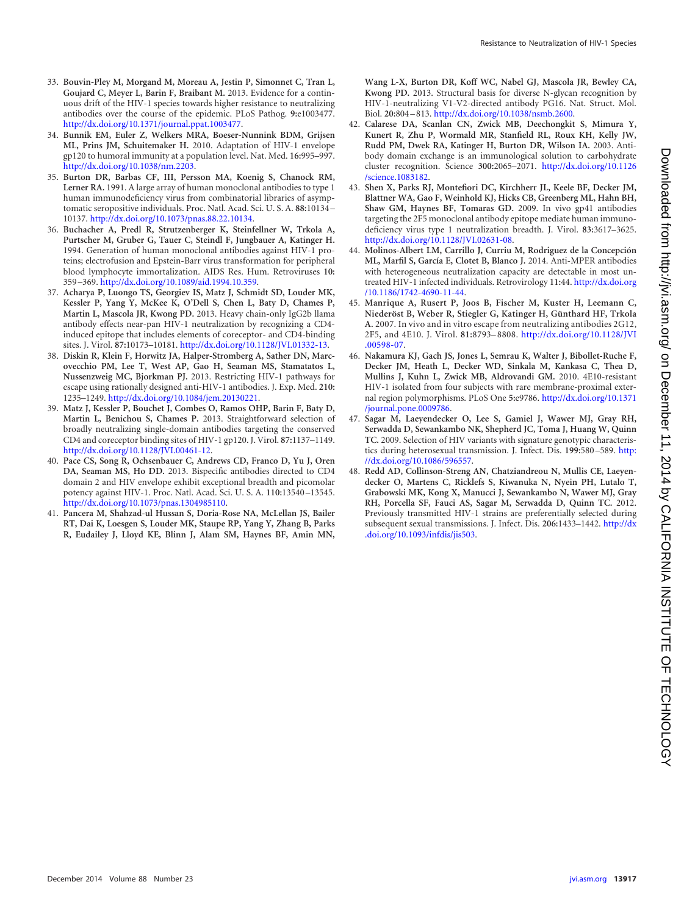33. **Bouvin-Pley M, Morgand M, Moreau A, Jestin P, Simonnet C, Tran L, Goujard C, Meyer L, Barin F, Braibant M.** 2013. Evidence for a continuous drift of the HIV-1 species towards higher resistance to neutralizing antibodies over the course of the epidemic. PLoS Pathog. **9:**e1003477. http://dx.doi.org/10.1371/journal.ppat.1003477.
34. **Bunnik EM, Euler Z, Welkers MRA, Boeser-Nunnink BDM, Grijsen ML, Prins JM, Schuitemaker H.** 2010. Adaptation of HIV-1 envelope gp120 to humoral immunity at a population level. Nat. Med. **16:**995–997. http://dx.doi.org/10.1038/nm.2203.
35. **Burton DR, Barbas CF, III, Persson MA, Koenig S, Chanock RM, Lerner RA.** 1991. A large array of human monoclonal antibodies to type 1 human immunodeficiency virus from combinatorial libraries of asymptomatic seropositive individuals. Proc. Natl. Acad. Sci. U. S. A. **88:**10134–10137. http://dx.doi.org/10.1073/pnas.88.22.10134.
36. **Buchacher A, Predl R, Strutzenberger K, Steinfellner W, Trkola A, Purtscher M, Gruber G, Tauer C, Steindl F, Jungbauer A, Katinger H.** 1994. Generation of human monoclonal antibodies against HIV-1 proteins; electrofusion and Epstein-Barr virus transformation for peripheral blood lymphocyte immortalization. AIDS Res. Hum. Retroviruses **10:** 359–369. http://dx.doi.org/10.1089/aid.1994.10.359.
37. **Acharya P, Luongo TS, Georgiev IS, Matz J, Schmidt SD, Louder MK, Kessler P, Yang Y, McKee K, O'Dell S, Chen L, Baty D, Chames P, Martin L, Mascola JR, Kwong PD.** 2013. Heavy chain-only IgG2b llama antibody effects near-pan HIV-1 neutralization by recognizing a CD4-induced epitope that includes elements of coreceptor- and CD4-binding sites. J. Virol. **87:**10173–10181. http://dx.doi.org/10.1128/JVI.01332-13.
38. **Diskin R, Klein F, Horwitz JA, Halper-Stromberg A, Sather DN, Marcovecchio PM, Lee T, West AP, Gao H, Seaman MS, Stamatatos L, Nussenzweig MC, Bjorkman PJ.** 2013. Restricting HIV-1 pathways for escape using rationally designed anti-HIV-1 antibodies. J. Exp. Med. **210:** 1235–1249. http://dx.doi.org/10.1084/jem.20130221.
39. **Matz J, Kessler P, Bouchet J, Combes O, Ramos OHP, Barin F, Baty D, Martin L, Benichou S, Chames P.** 2013. Straightforward selection of broadly neutralizing single-domain antibodies targeting the conserved CD4 and coreceptor binding sites of HIV-1 gp120. J. Virol. **87:**1137–1149. http://dx.doi.org/10.1128/JVI.00461-12.
40. **Pace CS, Song R, Ochsenbauer C, Andrews CD, Franco D, Yu J, Oren DA, Seaman MS, Ho DD.** 2013. Bispecific antibodies directed to CD4 domain 2 and HIV envelope exhibit exceptional breadth and picomolar potency against HIV-1. Proc. Natl. Acad. Sci. U. S. A. **110:**13540–13545. http://dx.doi.org/10.1073/pnas.1304985110.
41. **Pancera M, Shahzad-ul Hussan S, Doria-Rose NA, McLellan JS, Bailer RT, Dai K, Loesgen S, Louder MK, Staupe RP, Yang Y, Zhang B, Parks R, Eudailey J, Lloyd KE, Blinn J, Alam SM, Haynes BF, Amin MN, Wang L-X, Burton DR, Koff WC, Nabel GJ, Mascola JR, Bewley CA, Kwong PD.** 2013. Structural basis for diverse N-glycan recognition by HIV-1-neutralizing V1-V2-directed antibody PG16. Nat. Struct. Mol. Biol. **20:**804–813. http://dx.doi.org/10.1038/nsmb.2600.
42. **Calarese DA, Scanlan CN, Zwick MB, Deechongkit S, Mimura Y, Kunert R, Zhu P, Wormald MR, Stanfield RL, Roux KH, Kelly JW, Rudd PM, Dwek RA, Katinger H, Burton DR, Wilson IA.** 2003. Antibody domain exchange is an immunological solution to carbohydrate cluster recognition. Science **300:**2065–2071. http://dx.doi.org/10.1126/science.1083182.
43. **Shen X, Parks RJ, Montefiori DC, Kirchherr JL, Keele BF, Decker JM, Blattner WA, Gao F, Weinhold KJ, Hicks CB, Greenberg ML, Hahn BH, Shaw GM, Haynes BF, Tomaras GD.** 2009. In vivo gp41 antibodies targeting the 2F5 monoclonal antibody epitope mediate human immunodeficiency virus type 1 neutralization breadth. J. Virol. **83:**3617–3625. http://dx.doi.org/10.1128/JVI.02631-08.
44. **Molinos-Albert LM, Carrillo J, Curriu M, Rodriguez de la Concepción ML, Marfil S, García E, Clotet B, Blanco J.** 2014. Anti-MPER antibodies with heterogeneous neutralization capacity are detectable in most untreated HIV-1 infected individuals. Retrovirology **11:**44. http://dx.doi.org/10.1186/1742-4690-11-44.
45. **Manrique A, Rusert P, Joos B, Fischer M, Kuster H, Leemann C, Niederöst B, Weber R, Stiegler G, Katinger H, Günthard HF, Trkola A.** 2007. In vivo and in vitro escape from neutralizing antibodies 2G12, 2F5, and 4E10. J. Virol. **81:**8793–8808. http://dx.doi.org/10.1128/JVI.00598-07.
46. **Nakamura KJ, Gach JS, Jones L, Semrau K, Walter J, Bibollet-Ruche F, Decker JM, Heath L, Decker WD, Sinkala M, Kankasa C, Thea D, Mullins J, Kuhn L, Zwick MB, Aldrovandi GM.** 2010. 4E10-resistant HIV-1 isolated from four subjects with rare membrane-proximal external region polymorphisms. PLoS One **5:**e9786. http://dx.doi.org/10.1371/journal.pone.0009786.
47. **Sagar M, Laeyendecker O, Lee S, Gamiel J, Wawer MJ, Gray RH, Serwadda D, Sewankambo NK, Shepherd JC, Toma J, Huang W, Quinn TC.** 2009. Selection of HIV variants with signature genotypic characteristics during heterosexual transmission. J. Infect. Dis. **199:**580–589. http://dx.doi.org/10.1086/596557.
48. **Redd AD, Collinson-Streng AN, Chatziandreou N, Mullis CE, Laeyendecker O, Martens C, Ricklefs S, Kiwanuka N, Nyein PH, Lutalo T, Grabowski MK, Kong X, Manucci J, Sewankambo N, Wawer MJ, Gray RH, Porcella SF, Fauci AS, Sagar M, Serwadda D, Quinn TC.** 2012. Previously transmitted HIV-1 strains are preferentially selected during subsequent sexual transmissions. J. Infect. Dis. **206:**1433–1442. http://dx.doi.org/10.1093/infdis/jis503.